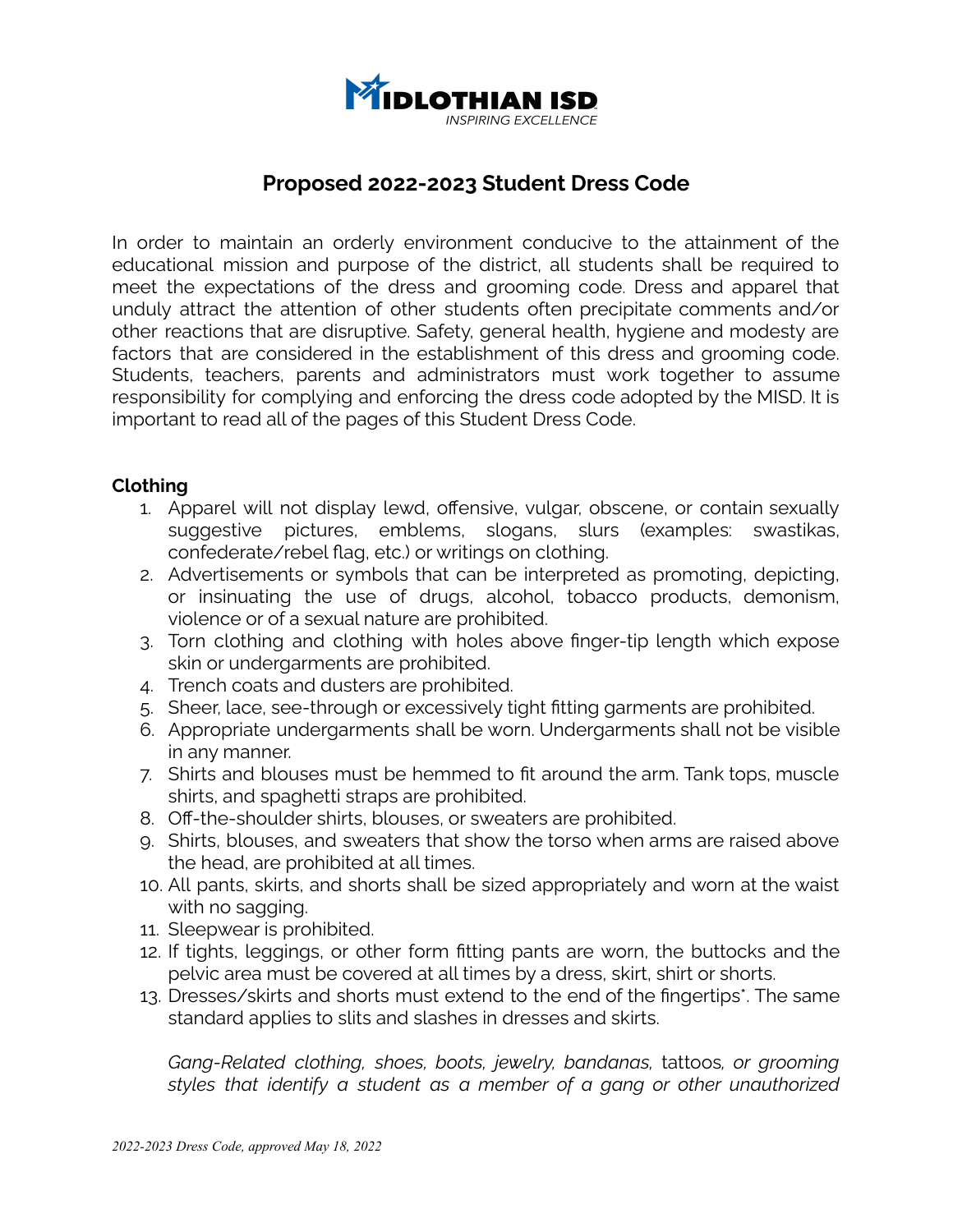MIDLOTHIAN ISD
INSPIRING EXCELLENCE

# Proposed 2022-2023 Student Dress Code

In order to maintain an orderly environment conducive to the attainment of the educational mission and purpose of the district, all students shall be required to meet the expectations of the dress and grooming code. Dress and apparel that unduly attract the attention of other students often precipitate comments and/or other reactions that are disruptive. Safety, general health, hygiene and modesty are factors that are considered in the establishment of this dress and grooming code. Students, teachers, parents and administrators must work together to assume responsibility for complying and enforcing the dress code adopted by the MISD. It is important to read all of the pages of this Student Dress Code.

## Clothing

1. Apparel will not display lewd, offensive, vulgar, obscene, or contain sexually suggestive pictures, emblems, slogans, slurs (examples: swastikas, confederate/rebel flag, etc.) or writings on clothing.
2. Advertisements or symbols that can be interpreted as promoting, depicting, or insinuating the use of drugs, alcohol, tobacco products, demonism, violence or of a sexual nature are prohibited.
3. Torn clothing and clothing with holes above finger-tip length which expose skin or undergarments are prohibited.
4. Trench coats and dusters are prohibited.
5. Sheer, lace, see-through or excessively tight fitting garments are prohibited.
6. Appropriate undergarments shall be worn. Undergarments shall not be visible in any manner.
7. Shirts and blouses must be hemmed to fit around the arm. Tank tops, muscle shirts, and spaghetti straps are prohibited.
8. Off-the-shoulder shirts, blouses, or sweaters are prohibited.
9. Shirts, blouses, and sweaters that show the torso when arms are raised above the head, are prohibited at all times.
10. All pants, skirts, and shorts shall be sized appropriately and worn at the waist with no sagging.
11. Sleepwear is prohibited.
12. If tights, leggings, or other form fitting pants are worn, the buttocks and the pelvic area must be covered at all times by a dress, skirt, shirt or shorts.
13. Dresses/skirts and shorts must extend to the end of the fingertips*. The same standard applies to slits and slashes in dresses and skirts.

*Gang-Related clothing, shoes, boots, jewelry, bandanas,* tattoos*, or grooming styles that identify a student as a member of a gang or other unauthorized*

*2022-2023 Dress Code, approved May 18, 2022*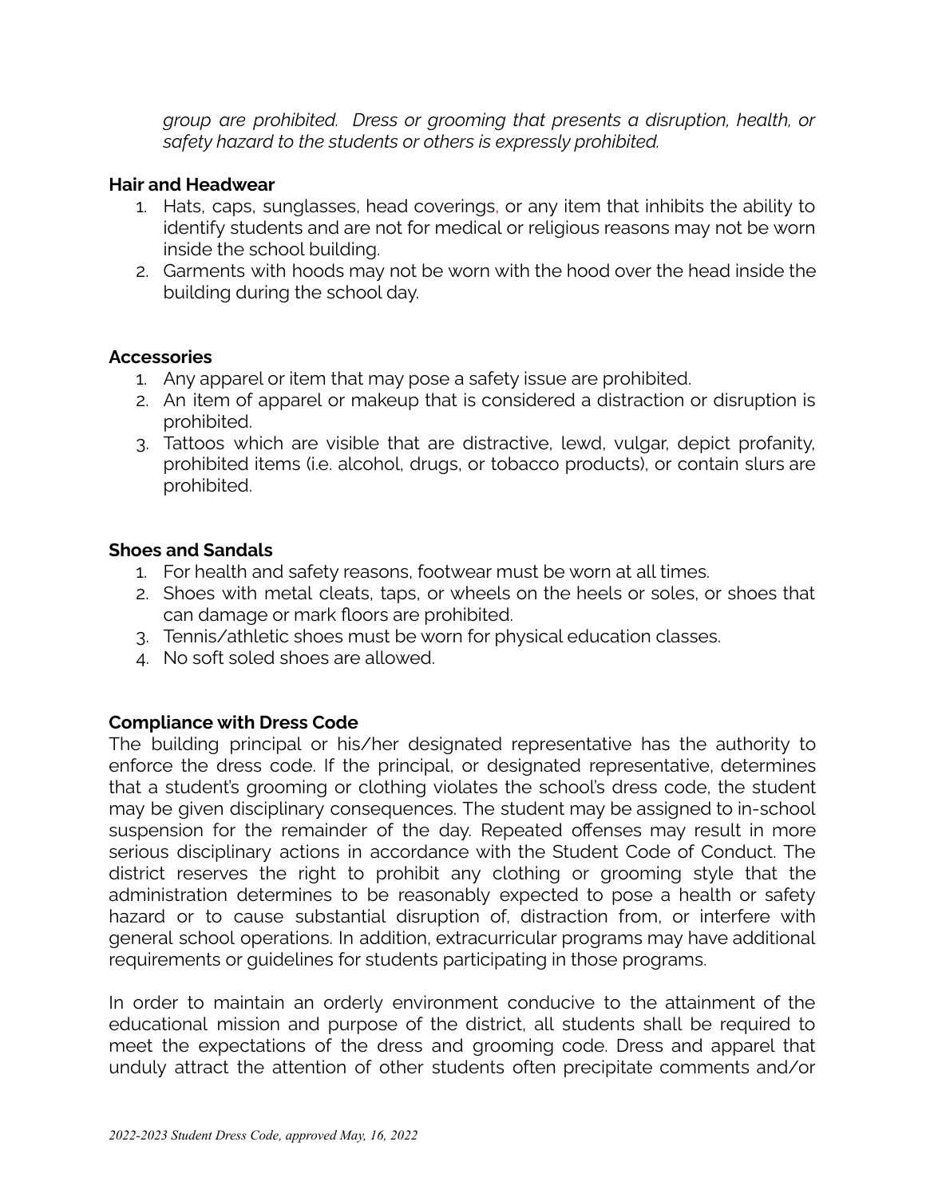*group are prohibited. Dress or grooming that presents a disruption, health, or safety hazard to the students or others is expressly prohibited.*

**Hair and Headwear**

1. Hats, caps, sunglasses, head coverings, or any item that inhibits the ability to identify students and are not for medical or religious reasons may not be worn inside the school building.
2. Garments with hoods may not be worn with the hood over the head inside the building during the school day.

**Accessories**

1. Any apparel or item that may pose a safety issue are prohibited.
2. An item of apparel or makeup that is considered a distraction or disruption is prohibited.
3. Tattoos which are visible that are distractive, lewd, vulgar, depict profanity, prohibited items (i.e. alcohol, drugs, or tobacco products), or contain slurs are prohibited.

**Shoes and Sandals**

1. For health and safety reasons, footwear must be worn at all times.
2. Shoes with metal cleats, taps, or wheels on the heels or soles, or shoes that can damage or mark floors are prohibited.
3. Tennis/athletic shoes must be worn for physical education classes.
4. No soft soled shoes are allowed.

**Compliance with Dress Code**

The building principal or his/her designated representative has the authority to enforce the dress code. If the principal, or designated representative, determines that a student's grooming or clothing violates the school's dress code, the student may be given disciplinary consequences. The student may be assigned to in-school suspension for the remainder of the day. Repeated offenses may result in more serious disciplinary actions in accordance with the Student Code of Conduct. The district reserves the right to prohibit any clothing or grooming style that the administration determines to be reasonably expected to pose a health or safety hazard or to cause substantial disruption of, distraction from, or interfere with general school operations. In addition, extracurricular programs may have additional requirements or guidelines for students participating in those programs.

In order to maintain an orderly environment conducive to the attainment of the educational mission and purpose of the district, all students shall be required to meet the expectations of the dress and grooming code. Dress and apparel that unduly attract the attention of other students often precipitate comments and/or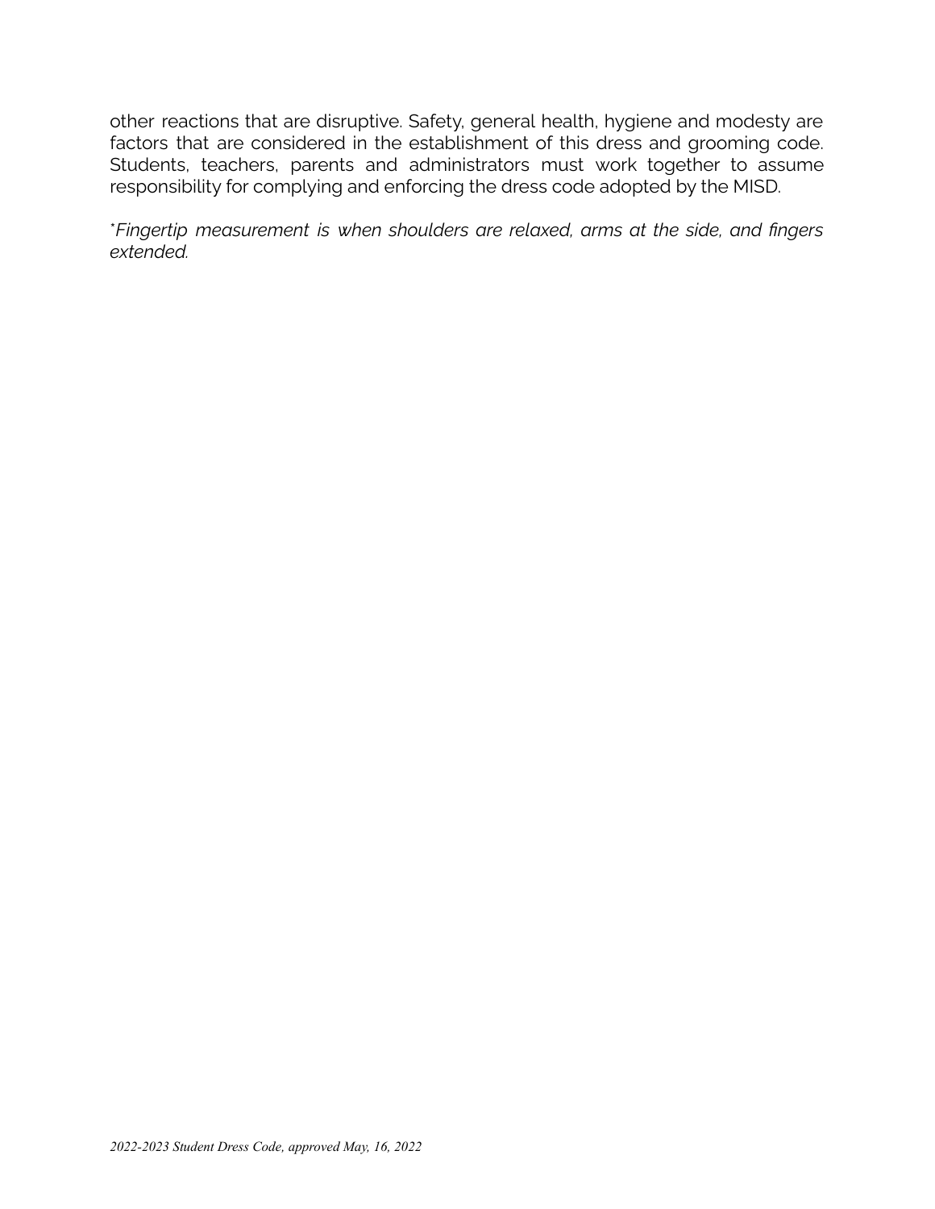other reactions that are disruptive. Safety, general health, hygiene and modesty are factors that are considered in the establishment of this dress and grooming code. Students, teachers, parents and administrators must work together to assume responsibility for complying and enforcing the dress code adopted by the MISD.

*\*Fingertip measurement is when shoulders are relaxed, arms at the side, and fingers extended.*